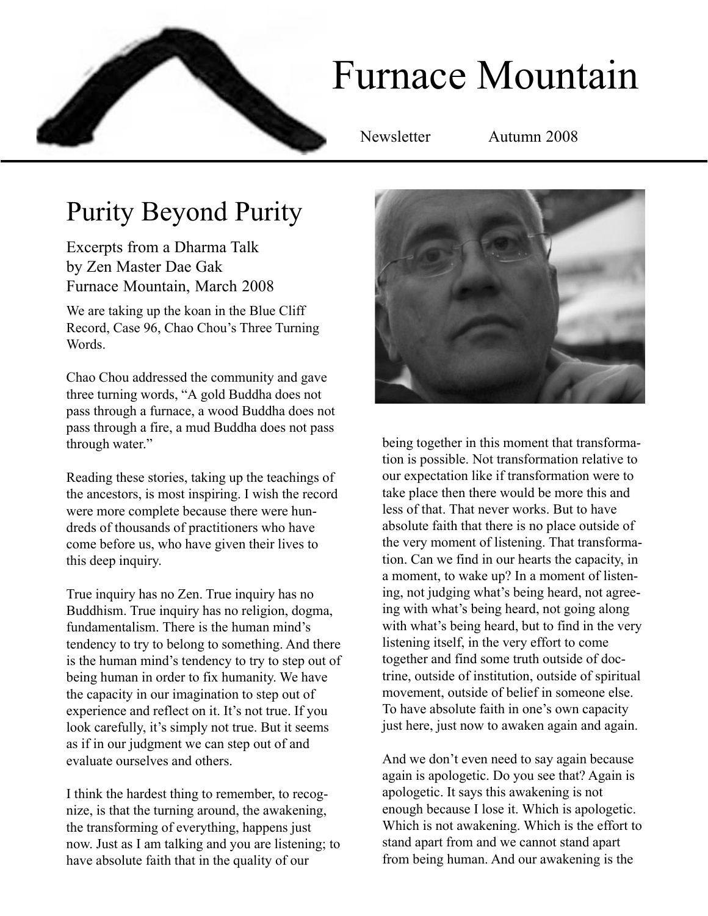# Furnace Mountain

Newsletter Autumn 2008

## Purity Beyond Purity

### Excerpts from a Dharma Talk by Zen Master Dae Gak Furnace Mountain, March 2008

We are taking up the koan in the Blue Cliff Record, Case 96, Chao Chou's Three Turning Words.

Chao Chou addressed the community and gave three turning words, "A gold Buddha does not pass through a furnace, a wood Buddha does not pass through a fire, a mud Buddha does not pass through water."

Reading these stories, taking up the teachings of the ancestors, is most inspiring. I wish the record were more complete because there were hundreds of thousands of practitioners who have come before us, who have given their lives to this deep inquiry.

True inquiry has no Zen. True inquiry has no Buddhism. True inquiry has no religion, dogma, fundamentalism. There is the human mind's tendency to try to belong to something. And there is the human mind's tendency to try to step out of being human in order to fix humanity. We have the capacity in our imagination to step out of experience and reflect on it. It's not true. If you look carefully, it's simply not true. But it seems as if in our judgment we can step out of and evaluate ourselves and others.

I think the hardest thing to remember, to recognize, is that the turning around, the awakening, the transforming of everything, happens just now. Just as I am talking and you are listening; to have absolute faith that in the quality of our being together in this moment that transformation is possible. Not transformation relative to our expectation like if transformation were to take place then there would be more this and less of that. That never works. But to have absolute faith that there is no place outside of the very moment of listening. That transformation. Can we find in our hearts the capacity, in a moment, to wake up? In a moment of listening, not judging what's being heard, not agreeing with what's being heard, not going along with what's being heard, but to find in the very listening itself, in the very effort to come together and find some truth outside of doctrine, outside of institution, outside of spiritual movement, outside of belief in someone else. To have absolute faith in one's own capacity just here, just now to awaken again and again.

And we don't even need to say again because again is apologetic. Do you see that? Again is apologetic. It says this awakening is not enough because I lose it. Which is apologetic. Which is not awakening. Which is the effort to stand apart from and we cannot stand apart from being human. And our awakening is the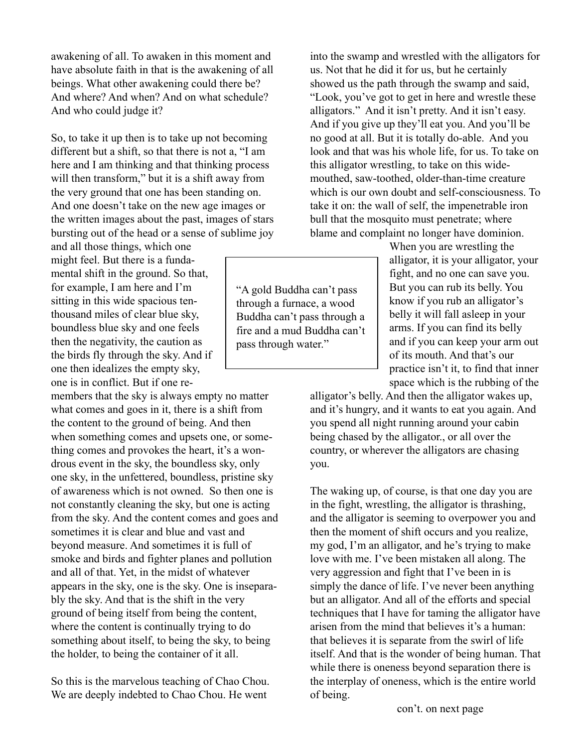awakening of all. To awaken in this moment and have absolute faith in that is the awakening of all beings. What other awakening could there be? And where? And when? And on what schedule? And who could judge it?

So, to take it up then is to take up not becoming different but a shift, so that there is not a, "I am here and I am thinking and that thinking process will then transform," but it is a shift away from the very ground that one has been standing on. And one doesn't take on the new age images or the written images about the past, images of stars bursting out of the head or a sense of sublime joy and all those things, which one might feel. But there is a fundamental shift in the ground. So that, for example, I am here and I'm sitting in this wide spacious ten-thousand miles of clear blue sky, boundless blue sky and one feels then the negativity, the caution as the birds fly through the sky. And if one then idealizes the empty sky, one is in conflict. But if one remembers that the sky is always empty no matter what comes and goes in it, there is a shift from the content to the ground of being. And then when something comes and upsets one, or something comes and provokes the heart, it's a wondrous event in the sky, the boundless sky, only one sky, in the unfettered, boundless, pristine sky of awareness which is not owned. So then one is not constantly cleaning the sky, but one is acting from the sky. And the content comes and goes and sometimes it is clear and blue and vast and beyond measure. And sometimes it is full of smoke and birds and fighter planes and pollution and all of that. Yet, in the midst of whatever appears in the sky, one is the sky. One is inseparably the sky. And that is the shift in the very ground of being itself from being the content, where the content is continually trying to do something about itself, to being the sky, to being the holder, to being the container of it all.

So this is the marvelous teaching of Chao Chou. We are deeply indebted to Chao Chou. He went into the swamp and wrestled with the alligators for us. Not that he did it for us, but he certainly showed us the path through the swamp and said, "Look, you've got to get in here and wrestle these alligators." And it isn't pretty. And it isn't easy. And if you give up they'll eat you. And you'll be no good at all. But it is totally do-able. And you look and that was his whole life, for us. To take on this alligator wrestling, to take on this wide-mouthed, saw-toothed, older-than-time creature which is our own doubt and self-consciousness. To take it on: the wall of self, the impenetrable iron bull that the mosquito must penetrate; where blame and complaint no longer have dominion.

> "A gold Buddha can't pass through a furnace, a wood Buddha can't pass through a fire and a mud Buddha can't pass through water."

When you are wrestling the alligator, it is your alligator, your fight, and no one can save you. But you can rub its belly. You know if you rub an alligator's belly it will fall asleep in your arms. If you can find its belly and if you can keep your arm out of its mouth. And that's our practice isn't it, to find that inner space which is the rubbing of the alligator's belly. And then the alligator wakes up, and it's hungry, and it wants to eat you again. And you spend all night running around your cabin being chased by the alligator., or all over the country, or wherever the alligators are chasing you.

The waking up, of course, is that one day you are in the fight, wrestling, the alligator is thrashing, and the alligator is seeming to overpower you and then the moment of shift occurs and you realize, my god, I'm an alligator, and he's trying to make love with me. I've been mistaken all along. The very aggression and fight that I've been in is simply the dance of life. I've never been anything but an alligator. And all of the efforts and special techniques that I have for taming the alligator have arisen from the mind that believes it's a human: that believes it is separate from the swirl of life itself. And that is the wonder of being human. That while there is oneness beyond separation there is the interplay of oneness, which is the entire world of being.

con't. on next page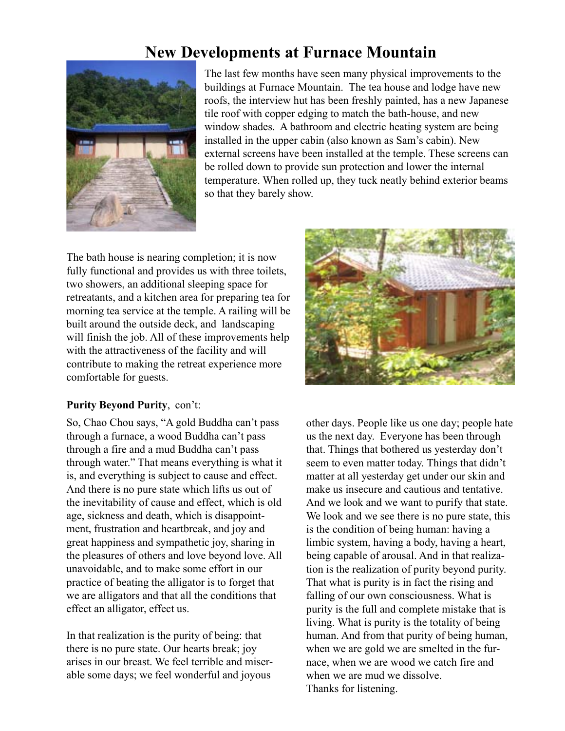# New Developments at Furnace Mountain

The last few months have seen many physical improvements to the buildings at Furnace Mountain. The tea house and lodge have new roofs, the interview hut has been freshly painted, has a new Japanese tile roof with copper edging to match the bath-house, and new window shades. A bathroom and electric heating system are being installed in the upper cabin (also known as Sam's cabin). New external screens have been installed at the temple. These screens can be rolled down to provide sun protection and lower the internal temperature. When rolled up, they tuck neatly behind exterior beams so that they barely show.

The bath house is nearing completion; it is now fully functional and provides us with three toilets, two showers, an additional sleeping space for retreatants, and a kitchen area for preparing tea for morning tea service at the temple. A railing will be built around the outside deck, and landscaping will finish the job. All of these improvements help with the attractiveness of the facility and will contribute to making the retreat experience more comfortable for guests.

**Purity Beyond Purity**, con't:

So, Chao Chou says, "A gold Buddha can't pass through a furnace, a wood Buddha can't pass through a fire and a mud Buddha can't pass through water." That means everything is what it is, and everything is subject to cause and effect. And there is no pure state which lifts us out of the inevitability of cause and effect, which is old age, sickness and death, which is disappointment, frustration and heartbreak, and joy and great happiness and sympathetic joy, sharing in the pleasures of others and love beyond love. All unavoidable, and to make some effort in our practice of beating the alligator is to forget that we are alligators and that all the conditions that effect an alligator, effect us.

In that realization is the purity of being: that there is no pure state. Our hearts break; joy arises in our breast. We feel terrible and miserable some days; we feel wonderful and joyous other days. People like us one day; people hate us the next day. Everyone has been through that. Things that bothered us yesterday don't seem to even matter today. Things that didn't matter at all yesterday get under our skin and make us insecure and cautious and tentative. And we look and we want to purify that state. We look and we see there is no pure state, this is the condition of being human: having a limbic system, having a body, having a heart, being capable of arousal. And in that realization is the realization of purity beyond purity. That what is purity is in fact the rising and falling of our own consciousness. What is purity is the full and complete mistake that is living. What is purity is the totality of being human. And from that purity of being human, when we are gold we are smelted in the furnace, when we are wood we catch fire and when we are mud we dissolve.

Thanks for listening.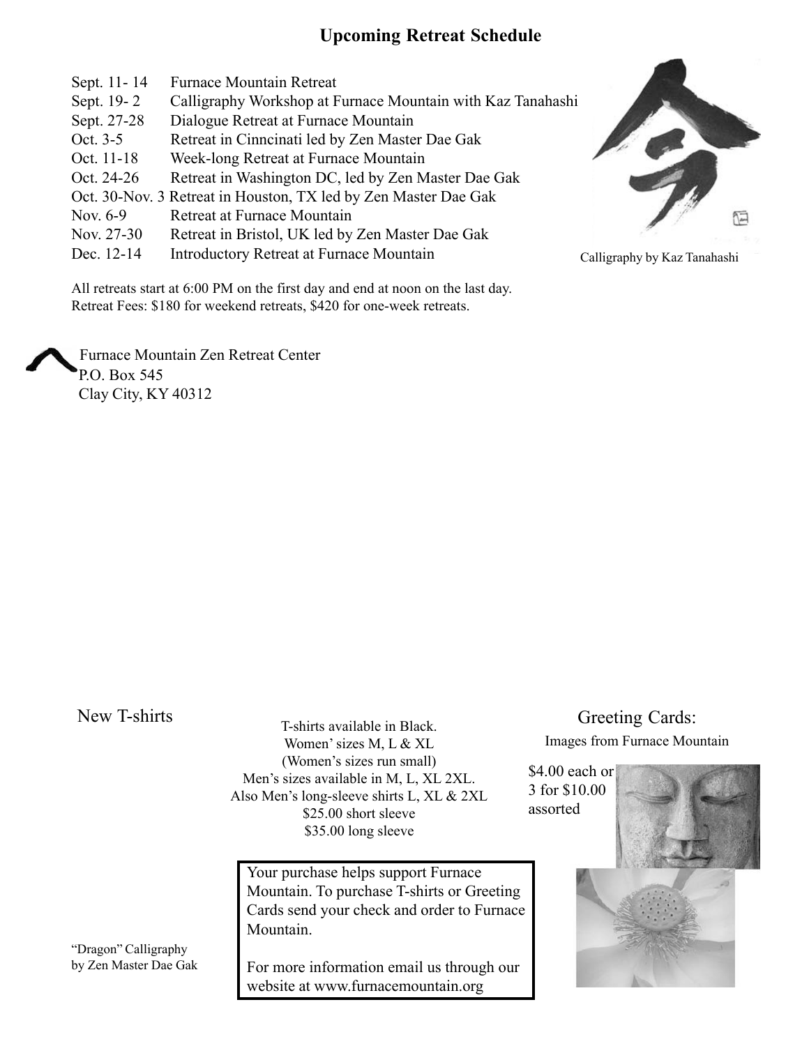## Upcoming Retreat Schedule

| | |
|---|---|
| Sept. 11- 14 | Furnace Mountain Retreat |
| Sept. 19- 2 | Calligraphy Workshop at Furnace Mountain with Kaz Tanahashi |
| Sept. 27-28 | Dialogue Retreat at Furnace Mountain |
| Oct. 3-5 | Retreat in Cinncinati led by Zen Master Dae Gak |
| Oct. 11-18 | Week-long Retreat at Furnace Mountain |
| Oct. 24-26 | Retreat in Washington DC, led by Zen Master Dae Gak |
| Oct. 30-Nov. 3 | Retreat in Houston, TX led by Zen Master Dae Gak |
| Nov. 6-9 | Retreat at Furnace Mountain |
| Nov. 27-30 | Retreat in Bristol, UK led by Zen Master Dae Gak |
| Dec. 12-14 | Introductory Retreat at Furnace Mountain |

Calligraphy by Kaz Tanahashi

All retreats start at 6:00 PM on the first day and end at noon on the last day.
Retreat Fees: $180 for weekend retreats, $420 for one-week retreats.

Furnace Mountain Zen Retreat Center
P.O. Box 545
Clay City, KY 40312

### New T-shirts

T-shirts available in Black.
Women' sizes M, L & XL
(Women's sizes run small)
Men's sizes available in M, L, XL 2XL.
Also Men's long-sleeve shirts L, XL & 2XL
$25.00 short sleeve
$35.00 long sleeve

"Dragon" Calligraphy
by Zen Master Dae Gak

### Greeting Cards:

Images from Furnace Mountain

$4.00 each or
3 for $10.00
assorted

Your purchase helps support Furnace Mountain. To purchase T-shirts or Greeting Cards send your check and order to Furnace Mountain.

For more information email us through our website at www.furnacemountain.org